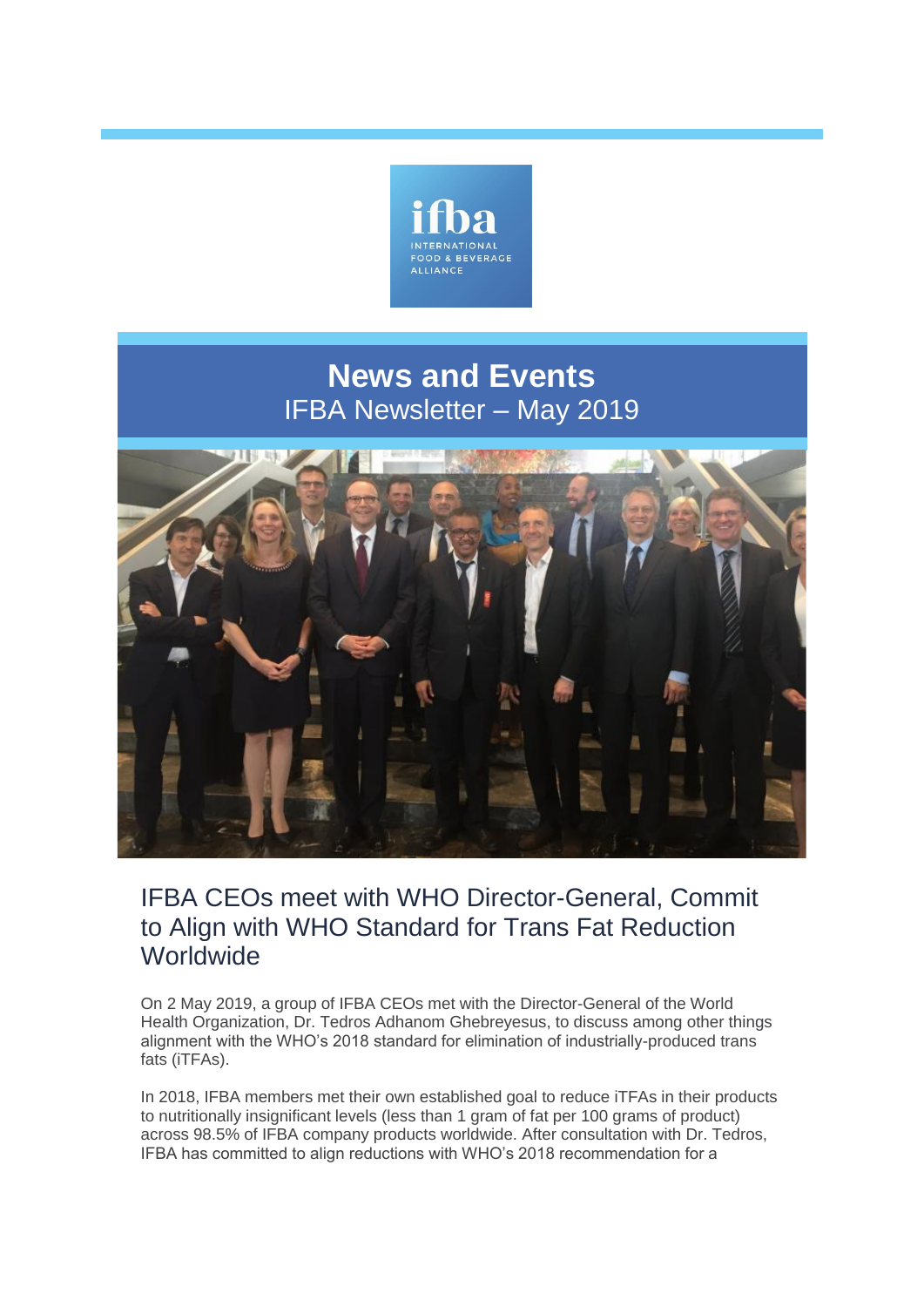ifba
INTERNATIONAL FOOD & BEVERAGE ALLIANCE

# News and Events

IFBA Newsletter – May 2019

## IFBA CEOs meet with WHO Director-General, Commit to Align with WHO Standard for Trans Fat Reduction Worldwide

On 2 May 2019, a group of IFBA CEOs met with the Director-General of the World Health Organization, Dr. Tedros Adhanom Ghebreyesus, to discuss among other things alignment with the WHO's 2018 standard for elimination of industrially-produced trans fats (iTFAs).

In 2018, IFBA members met their own established goal to reduce iTFAs in their products to nutritionally insignificant levels (less than 1 gram of fat per 100 grams of product) across 98.5% of IFBA company products worldwide. After consultation with Dr. Tedros, IFBA has committed to align reductions with WHO's 2018 recommendation for a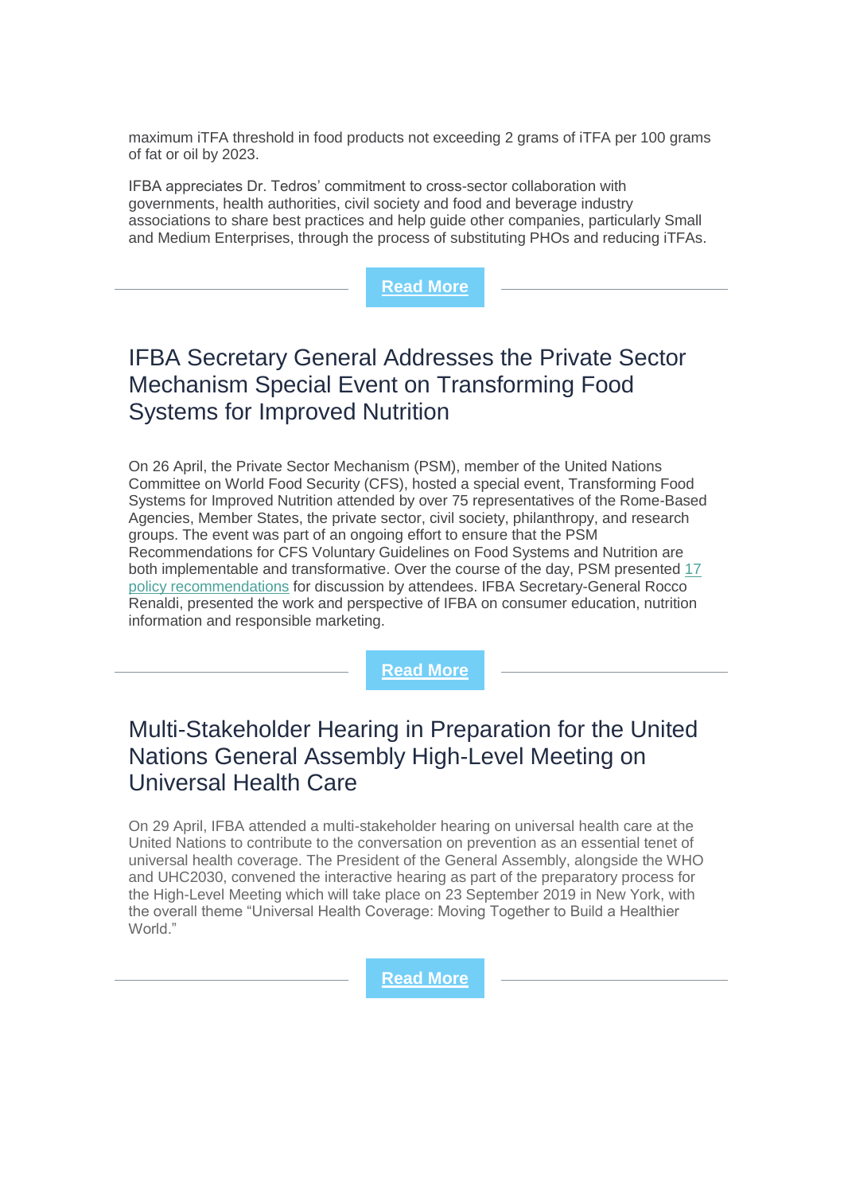maximum iTFA threshold in food products not exceeding 2 grams of iTFA per 100 grams of fat or oil by 2023.

IFBA appreciates Dr. Tedros' commitment to cross-sector collaboration with governments, health authorities, civil society and food and beverage industry associations to share best practices and help guide other companies, particularly Small and Medium Enterprises, through the process of substituting PHOs and reducing iTFAs.

**Read More**

## IFBA Secretary General Addresses the Private Sector Mechanism Special Event on Transforming Food Systems for Improved Nutrition

On 26 April, the Private Sector Mechanism (PSM), member of the United Nations Committee on World Food Security (CFS), hosted a special event, Transforming Food Systems for Improved Nutrition attended by over 75 representatives of the Rome-Based Agencies, Member States, the private sector, civil society, philanthropy, and research groups. The event was part of an ongoing effort to ensure that the PSM Recommendations for CFS Voluntary Guidelines on Food Systems and Nutrition are both implementable and transformative. Over the course of the day, PSM presented 17 policy recommendations for discussion by attendees. IFBA Secretary-General Rocco Renaldi, presented the work and perspective of IFBA on consumer education, nutrition information and responsible marketing.

**Read More**

## Multi-Stakeholder Hearing in Preparation for the United Nations General Assembly High-Level Meeting on Universal Health Care

On 29 April, IFBA attended a multi-stakeholder hearing on universal health care at the United Nations to contribute to the conversation on prevention as an essential tenet of universal health coverage. The President of the General Assembly, alongside the WHO and UHC2030, convened the interactive hearing as part of the preparatory process for the High-Level Meeting which will take place on 23 September 2019 in New York, with the overall theme "Universal Health Coverage: Moving Together to Build a Healthier World."

**Read More**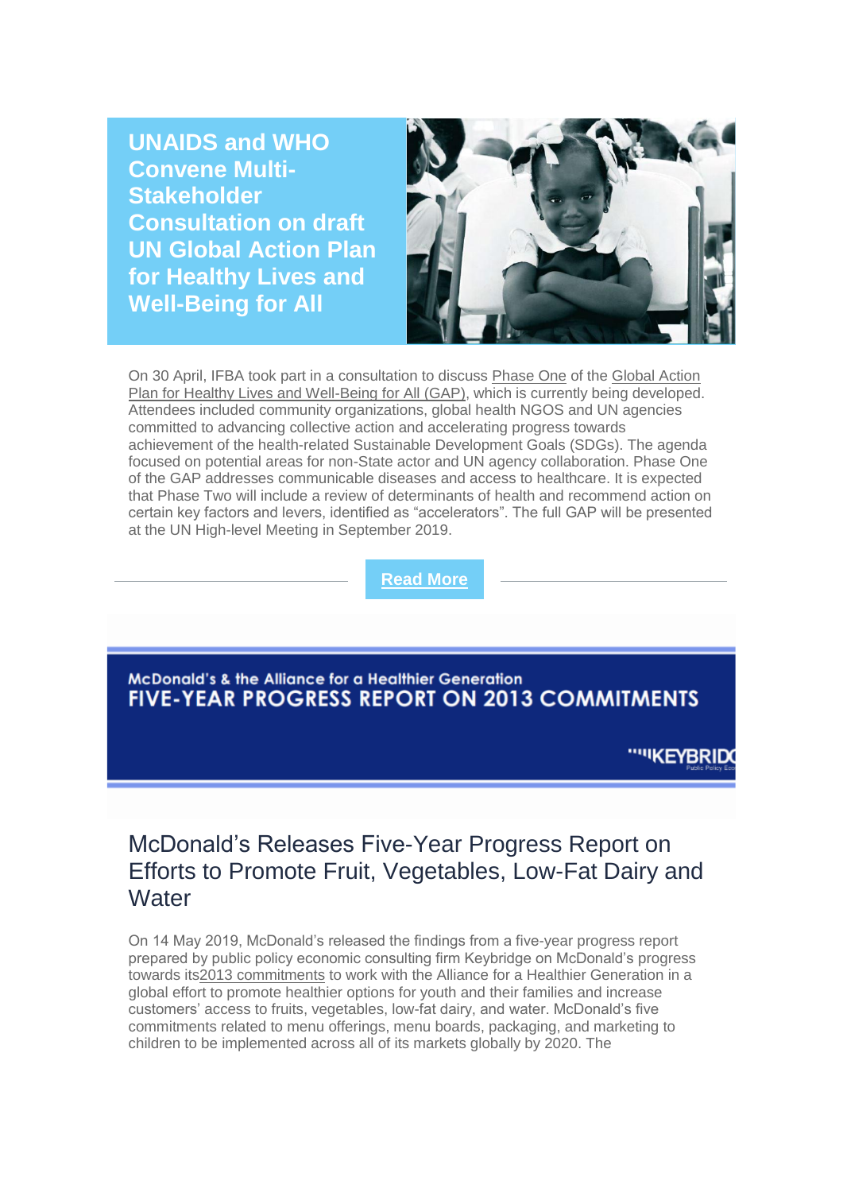## UNAIDS and WHO Convene Multi-Stakeholder Consultation on draft UN Global Action Plan for Healthy Lives and Well-Being for All

On 30 April, IFBA took part in a consultation to discuss Phase One of the Global Action Plan for Healthy Lives and Well-Being for All (GAP), which is currently being developed. Attendees included community organizations, global health NGOS and UN agencies committed to advancing collective action and accelerating progress towards achievement of the health-related Sustainable Development Goals (SDGs). The agenda focused on potential areas for non-State actor and UN agency collaboration. Phase One of the GAP addresses communicable diseases and access to healthcare. It is expected that Phase Two will include a review of determinants of health and recommend action on certain key factors and levers, identified as "accelerators". The full GAP will be presented at the UN High-level Meeting in September 2019.

**Read More**

McDonald's & the Alliance for a Healthier Generation
FIVE-YEAR PROGRESS REPORT ON 2013 COMMITMENTS

KEYBRIDGE

## McDonald's Releases Five-Year Progress Report on Efforts to Promote Fruit, Vegetables, Low-Fat Dairy and Water

On 14 May 2019, McDonald's released the findings from a five-year progress report prepared by public policy economic consulting firm Keybridge on McDonald's progress towards its2013 commitments to work with the Alliance for a Healthier Generation in a global effort to promote healthier options for youth and their families and increase customers' access to fruits, vegetables, low-fat dairy, and water. McDonald's five commitments related to menu offerings, menu boards, packaging, and marketing to children to be implemented across all of its markets globally by 2020. The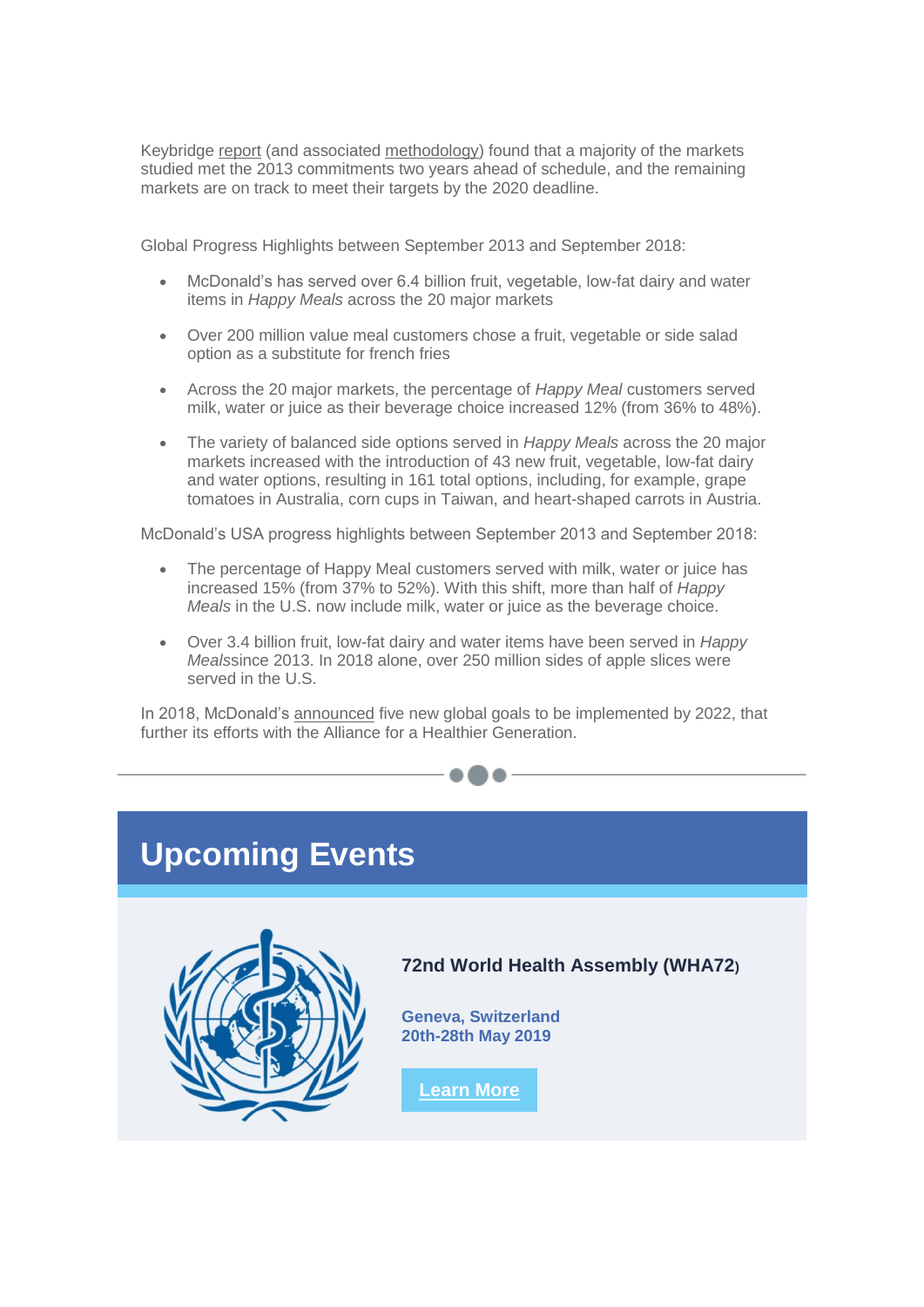Keybridge report (and associated methodology) found that a majority of the markets studied met the 2013 commitments two years ahead of schedule, and the remaining markets are on track to meet their targets by the 2020 deadline.

Global Progress Highlights between September 2013 and September 2018:

- McDonald's has served over 6.4 billion fruit, vegetable, low-fat dairy and water items in *Happy Meals* across the 20 major markets
- Over 200 million value meal customers chose a fruit, vegetable or side salad option as a substitute for french fries
- Across the 20 major markets, the percentage of *Happy Meal* customers served milk, water or juice as their beverage choice increased 12% (from 36% to 48%).
- The variety of balanced side options served in *Happy Meals* across the 20 major markets increased with the introduction of 43 new fruit, vegetable, low-fat dairy and water options, resulting in 161 total options, including, for example, grape tomatoes in Australia, corn cups in Taiwan, and heart-shaped carrots in Austria.

McDonald's USA progress highlights between September 2013 and September 2018:

- The percentage of Happy Meal customers served with milk, water or juice has increased 15% (from 37% to 52%). With this shift, more than half of *Happy Meals* in the U.S. now include milk, water or juice as the beverage choice.
- Over 3.4 billion fruit, low-fat dairy and water items have been served in *Happy Meals*since 2013. In 2018 alone, over 250 million sides of apple slices were served in the U.S.

In 2018, McDonald's announced five new global goals to be implemented by 2022, that further its efforts with the Alliance for a Healthier Generation.

---

# Upcoming Events

**72nd World Health Assembly (WHA72)**

**Geneva, Switzerland**
**20th-28th May 2019**

**Learn More**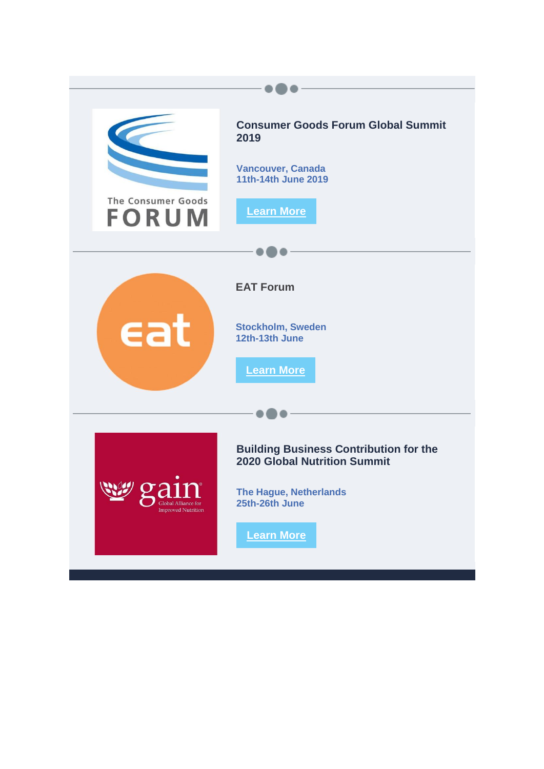### Consumer Goods Forum Global Summit 2019

**Vancouver, Canada**
**11th-14th June 2019**

**Learn More**

---

### EAT Forum

**Stockholm, Sweden**
**12th-13th June**

**Learn More**

---

### Building Business Contribution for the 2020 Global Nutrition Summit

**The Hague, Netherlands**
**25th-26th June**

**Learn More**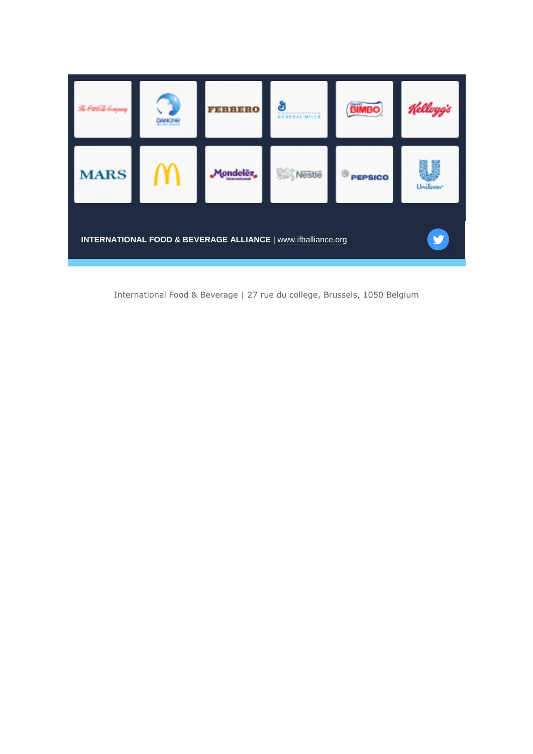**INTERNATIONAL FOOD & BEVERAGE ALLIANCE** | www.ifballiance.org

International Food & Beverage | 27 rue du college, Brussels, 1050 Belgium